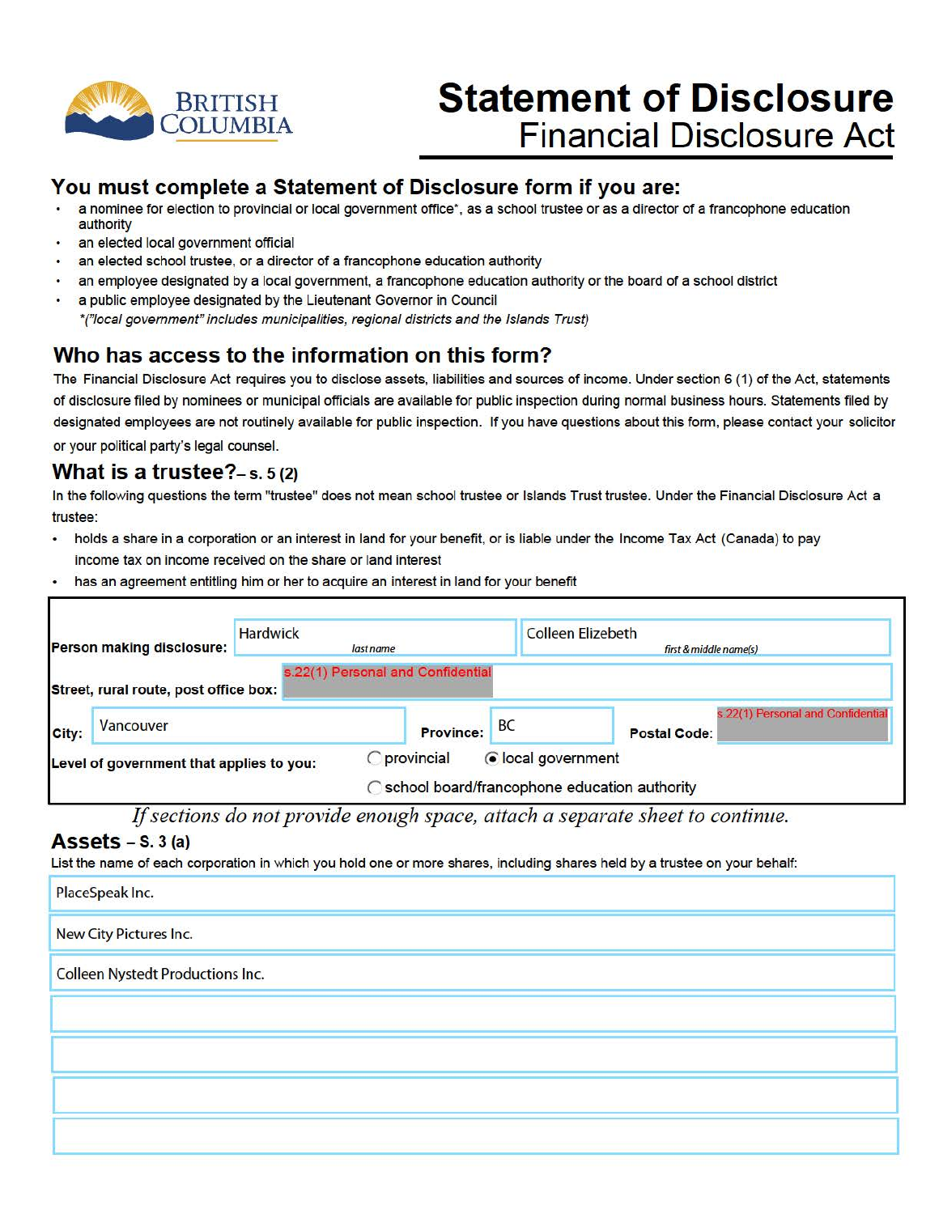BRITISH COLUMBIA

# Statement of Disclosure
## Financial Disclosure Act

### You must complete a Statement of Disclosure form if you are:

- a nominee for election to provincial or local government office*, as a school trustee or as a director of a francophone education authority
- an elected local government official
- an elected school trustee, or a director of a francophone education authority
- an employee designated by a local government, a francophone education authority or the board of a school district
- a public employee designated by the Lieutenant Governor in Council

*("local government" includes municipalities, regional districts and the Islands Trust)*

### Who has access to the information on this form?

The Financial Disclosure Act requires you to disclose assets, liabilities and sources of income. Under section 6 (1) of the Act, statements of disclosure filed by nominees or municipal officials are available for public inspection during normal business hours. Statements filed by designated employees are not routinely available for public inspection. If you have questions about this form, please contact your solicitor or your political party's legal counsel.

### What is a trustee? – s. 5 (2)

In the following questions the term "trustee" does not mean school trustee or Islands Trust trustee. Under the Financial Disclosure Act a trustee:

- holds a share in a corporation or an interest in land for your benefit, or is liable under the Income Tax Act (Canada) to pay income tax on income received on the share or land interest
- has an agreement entitling him or her to acquire an interest in land for your benefit

| | | |
|---|---|---|
| **Person making disclosure:** | Hardwick (last name) | Colleen Elizebeth (first & middle name(s)) |
| **Street, rural route, post office box:** | s.22(1) Personal and Confidential | |
| **City:** Vancouver | **Province:** BC | **Postal Code:** s.22(1) Personal and Confidential |

**Level of government that applies to you:** ○ provincial ◉ local government ○ school board/francophone education authority

*If sections do not provide enough space, attach a separate sheet to continue.*

## Assets – S. 3 (a)

List the name of each corporation in which you hold one or more shares, including shares held by a trustee on your behalf:

- PlaceSpeak Inc.
- New City Pictures Inc.
- Colleen Nystedt Productions Inc.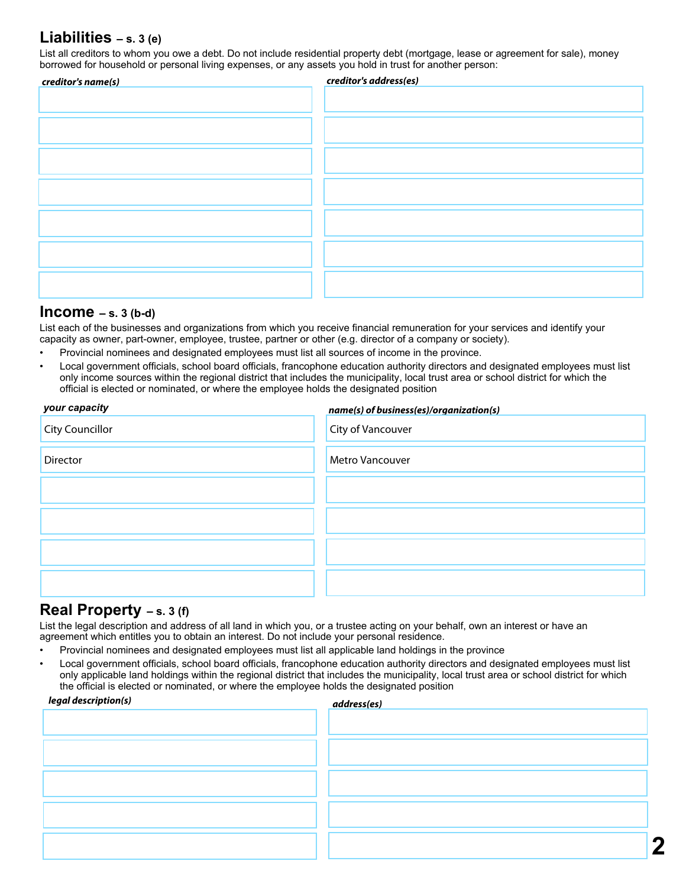## Liabilities – s. 3 (e)

List all creditors to whom you owe a debt. Do not include residential property debt (mortgage, lease or agreement for sale), money borrowed for household or personal living expenses, or any assets you hold in trust for another person:

| *creditor's name(s)* | *creditor's address(es)* |
|---|---|
| | |
| | |
| | |
| | |
| | |
| | |
| | |

## Income – s. 3 (b-d)

List each of the businesses and organizations from which you receive financial remuneration for your services and identify your capacity as owner, part-owner, employee, trustee, partner or other (e.g. director of a company or society).

- Provincial nominees and designated employees must list all sources of income in the province.
- Local government officials, school board officials, francophone education authority directors and designated employees must list only income sources within the regional district that includes the municipality, local trust area or school district for which the official is elected or nominated, or where the employee holds the designated position

| *your capacity* | *name(s) of business(es)/organization(s)* |
|---|---|
| City Councillor | City of Vancouver |
| Director | Metro Vancouver |
| | |
| | |
| | |
| | |

## Real Property – s. 3 (f)

List the legal description and address of all land in which you, or a trustee acting on your behalf, own an interest or have an agreement which entitles you to obtain an interest. Do not include your personal residence.

- Provincial nominees and designated employees must list all applicable land holdings in the province
- Local government officials, school board officials, francophone education authority directors and designated employees must list only applicable land holdings within the regional district that includes the municipality, local trust area or school district for which the official is elected or nominated, or where the employee holds the designated position

| *legal description(s)* | *address(es)* |
|---|---|
| | |
| | |
| | |
| | |
| | |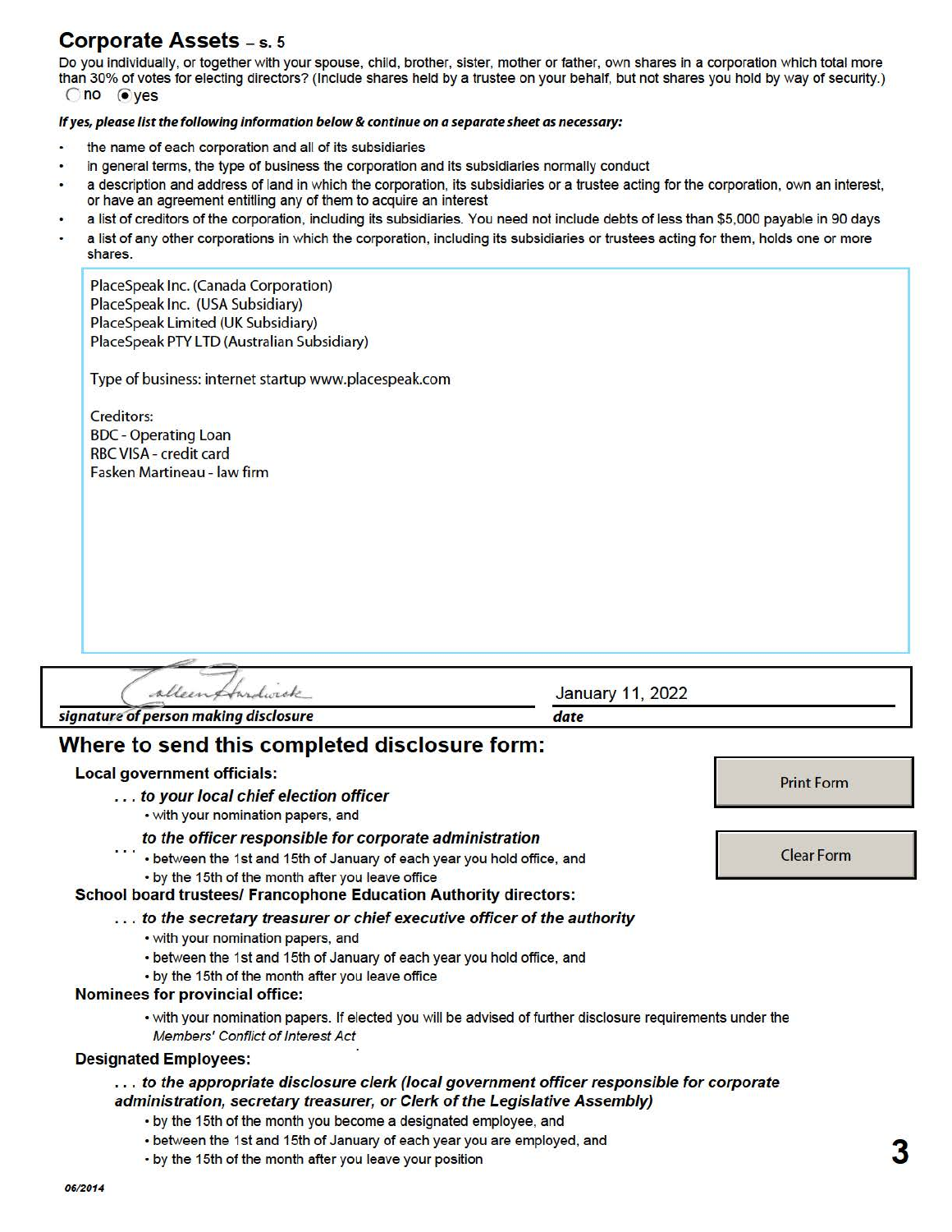## Corporate Assets – s. 5

Do you individually, or together with your spouse, child, brother, sister, mother or father, own shares in a corporation which total more than 30% of votes for electing directors? (Include shares held by a trustee on your behalf, but not shares you hold by way of security.)

○ no ◉ yes

***If yes, please list the following information below & continue on a separate sheet as necessary:***

- the name of each corporation and all of its subsidiaries
- in general terms, the type of business the corporation and its subsidiaries normally conduct
- a description and address of land in which the corporation, its subsidiaries or a trustee acting for the corporation, own an interest, or have an agreement entitling any of them to acquire an interest
- a list of creditors of the corporation, including its subsidiaries. You need not include debts of less than $5,000 payable in 90 days
- a list of any other corporations in which the corporation, including its subsidiaries or trustees acting for them, holds one or more shares.

PlaceSpeak Inc. (Canada Corporation)
PlaceSpeak Inc. (USA Subsidiary)
PlaceSpeak Limited (UK Subsidiary)
PlaceSpeak PTY LTD (Australian Subsidiary)

Type of business: internet startup www.placespeak.com

Creditors:
BDC - Operating Loan
RBC VISA - credit card
Fasken Martineau - law firm

Colleen Hardwick — ***signature of person making disclosure***

January 11, 2022 — ***date***

## Where to send this completed disclosure form:

**Local government officials:**

***. . . to your local chief election officer***
- with your nomination papers, and

***. . . to the officer responsible for corporate administration***
- between the 1st and 15th of January of each year you hold office, and
- by the 15th of the month after you leave office

**School board trustees/ Francophone Education Authority directors:**

***. . . to the secretary treasurer or chief executive officer of the authority***
- with your nomination papers, and
- between the 1st and 15th of January of each year you hold office, and
- by the 15th of the month after you leave office

**Nominees for provincial office:**

- with your nomination papers. If elected you will be advised of further disclosure requirements under the *Members' Conflict of Interest Act*

**Designated Employees:**

***. . . to the appropriate disclosure clerk (local government officer responsible for corporate administration, secretary treasurer, or Clerk of the Legislative Assembly)***
- by the 15th of the month you become a designated employee, and
- between the 1st and 15th of January of each year you are employed, and
- by the 15th of the month after you leave your position

Print Form

Clear Form

*06/2014*